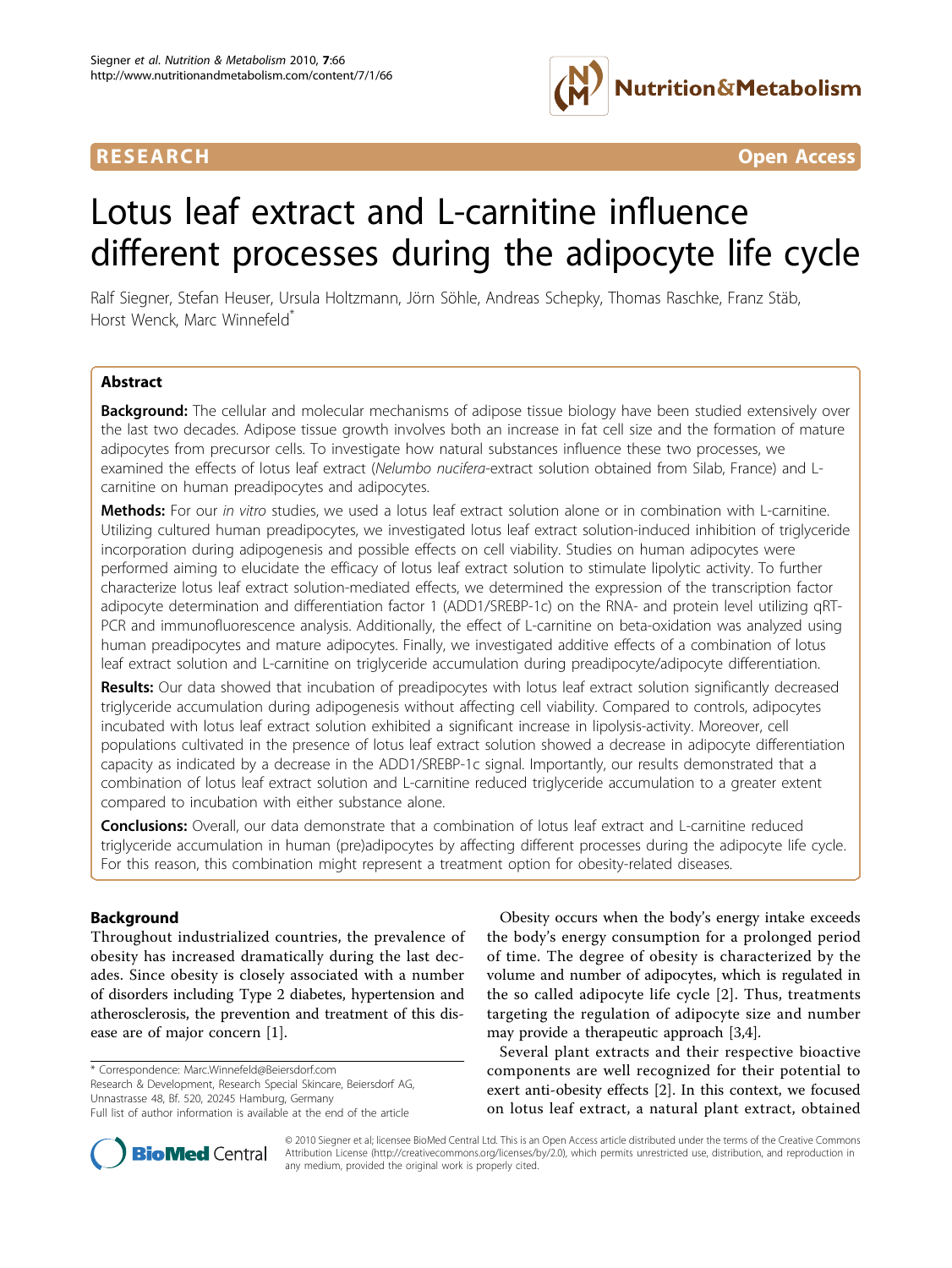RESEARCH Open Access

# Lotus leaf extract and L-carnitine influence different processes during the adipocyte life cycle

Ralf Siegner, Stefan Heuser, Ursula Holtzmann, Jörn Söhle, Andreas Schepky, Thomas Raschke, Franz Stäb, Horst Wenck, Marc Winnefeld*

## Abstract

**Background:** The cellular and molecular mechanisms of adipose tissue biology have been studied extensively over the last two decades. Adipose tissue growth involves both an increase in fat cell size and the formation of mature adipocytes from precursor cells. To investigate how natural substances influence these two processes, we examined the effects of lotus leaf extract (*Nelumbo nucifera*-extract solution obtained from Silab, France) and L-carnitine on human preadipocytes and adipocytes.

**Methods:** For our *in vitro* studies, we used a lotus leaf extract solution alone or in combination with L-carnitine. Utilizing cultured human preadipocytes, we investigated lotus leaf extract solution-induced inhibition of triglyceride incorporation during adipogenesis and possible effects on cell viability. Studies on human adipocytes were performed aiming to elucidate the efficacy of lotus leaf extract solution to stimulate lipolytic activity. To further characterize lotus leaf extract solution-mediated effects, we determined the expression of the transcription factor adipocyte determination and differentiation factor 1 (ADD1/SREBP-1c) on the RNA- and protein level utilizing qRT-PCR and immunofluorescence analysis. Additionally, the effect of L-carnitine on beta-oxidation was analyzed using human preadipocytes and mature adipocytes. Finally, we investigated additive effects of a combination of lotus leaf extract solution and L-carnitine on triglyceride accumulation during preadipocyte/adipocyte differentiation.

**Results:** Our data showed that incubation of preadipocytes with lotus leaf extract solution significantly decreased triglyceride accumulation during adipogenesis without affecting cell viability. Compared to controls, adipocytes incubated with lotus leaf extract solution exhibited a significant increase in lipolysis-activity. Moreover, cell populations cultivated in the presence of lotus leaf extract solution showed a decrease in adipocyte differentiation capacity as indicated by a decrease in the ADD1/SREBP-1c signal. Importantly, our results demonstrated that a combination of lotus leaf extract solution and L-carnitine reduced triglyceride accumulation to a greater extent compared to incubation with either substance alone.

**Conclusions:** Overall, our data demonstrate that a combination of lotus leaf extract and L-carnitine reduced triglyceride accumulation in human (pre)adipocytes by affecting different processes during the adipocyte life cycle. For this reason, this combination might represent a treatment option for obesity-related diseases.

## Background

Throughout industrialized countries, the prevalence of obesity has increased dramatically during the last decades. Since obesity is closely associated with a number of disorders including Type 2 diabetes, hypertension and atherosclerosis, the prevention and treatment of this disease are of major concern [1].

Obesity occurs when the body's energy intake exceeds the body's energy consumption for a prolonged period of time. The degree of obesity is characterized by the volume and number of adipocytes, which is regulated in the so called adipocyte life cycle [2]. Thus, treatments targeting the regulation of adipocyte size and number may provide a therapeutic approach [3,4].

Several plant extracts and their respective bioactive components are well recognized for their potential to exert anti-obesity effects [2]. In this context, we focused on lotus leaf extract, a natural plant extract, obtained

\* Correspondence: Marc.Winnefeld@Beiersdorf.com
Research & Development, Research Special Skincare, Beiersdorf AG, Unnastrasse 48, Bf. 520, 20245 Hamburg, Germany
Full list of author information is available at the end of the article

© 2010 Siegner et al; licensee BioMed Central Ltd. This is an Open Access article distributed under the terms of the Creative Commons Attribution License (http://creativecommons.org/licenses/by/2.0), which permits unrestricted use, distribution, and reproduction in any medium, provided the original work is properly cited.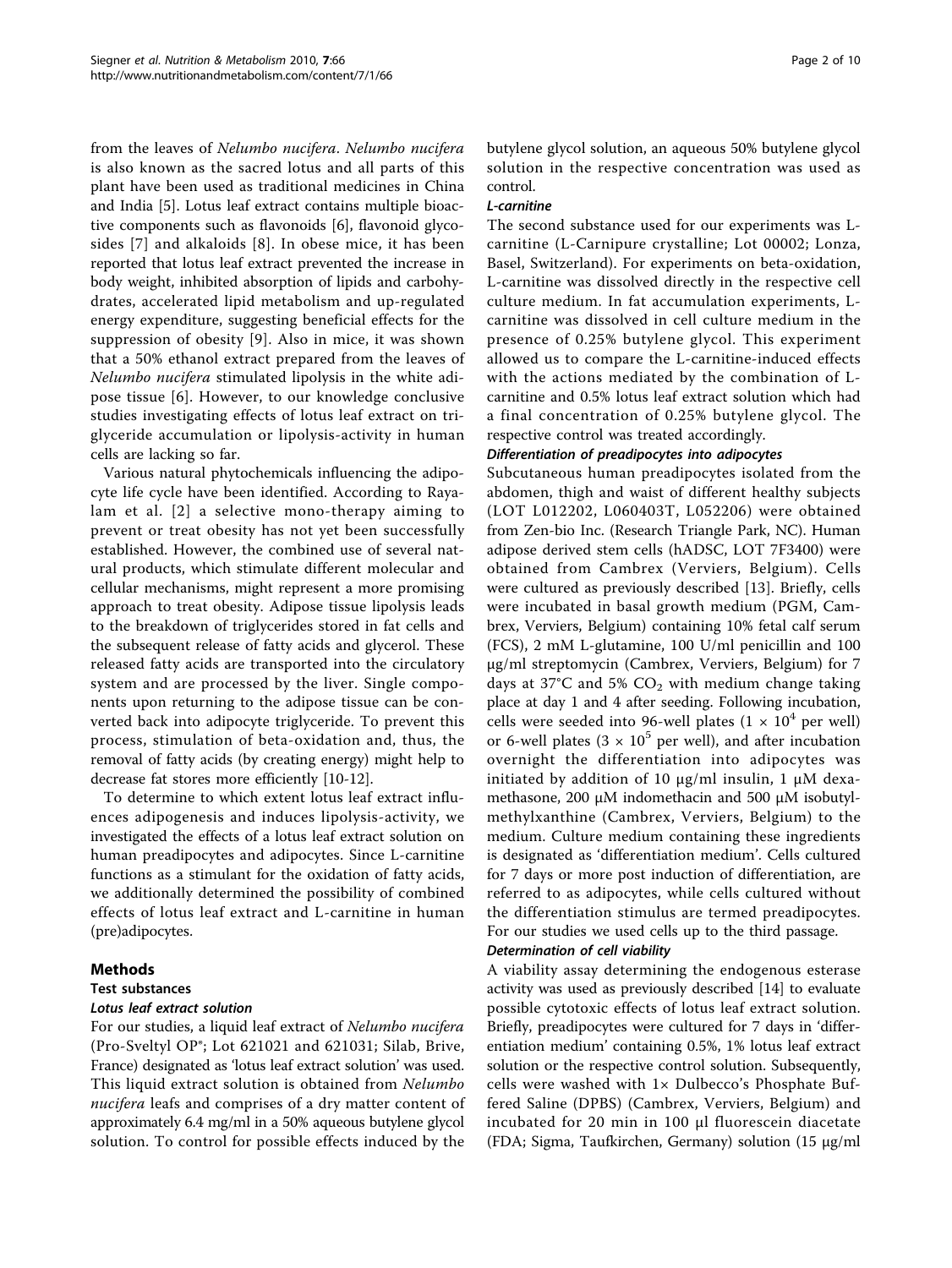from the leaves of *Nelumbo nucifera*. *Nelumbo nucifera* is also known as the sacred lotus and all parts of this plant have been used as traditional medicines in China and India [5]. Lotus leaf extract contains multiple bioactive components such as flavonoids [6], flavonoid glycosides [7] and alkaloids [8]. In obese mice, it has been reported that lotus leaf extract prevented the increase in body weight, inhibited absorption of lipids and carbohydrates, accelerated lipid metabolism and up-regulated energy expenditure, suggesting beneficial effects for the suppression of obesity [9]. Also in mice, it was shown that a 50% ethanol extract prepared from the leaves of *Nelumbo nucifera* stimulated lipolysis in the white adipose tissue [6]. However, to our knowledge conclusive studies investigating effects of lotus leaf extract on triglyceride accumulation or lipolysis-activity in human cells are lacking so far.

Various natural phytochemicals influencing the adipocyte life cycle have been identified. According to Rayalam et al. [2] a selective mono-therapy aiming to prevent or treat obesity has not yet been successfully established. However, the combined use of several natural products, which stimulate different molecular and cellular mechanisms, might represent a more promising approach to treat obesity. Adipose tissue lipolysis leads to the breakdown of triglycerides stored in fat cells and the subsequent release of fatty acids and glycerol. These released fatty acids are transported into the circulatory system and are processed by the liver. Single components upon returning to the adipose tissue can be converted back into adipocyte triglyceride. To prevent this process, stimulation of beta-oxidation and, thus, the removal of fatty acids (by creating energy) might help to decrease fat stores more efficiently [10-12].

To determine to which extent lotus leaf extract influences adipogenesis and induces lipolysis-activity, we investigated the effects of a lotus leaf extract solution on human preadipocytes and adipocytes. Since L-carnitine functions as a stimulant for the oxidation of fatty acids, we additionally determined the possibility of combined effects of lotus leaf extract and L-carnitine in human (pre)adipocytes.

## Methods

### Test substances

#### *Lotus leaf extract solution*

For our studies, a liquid leaf extract of *Nelumbo nucifera* (Pro-Sveltyl OP®; Lot 621021 and 621031; Silab, Brive, France) designated as 'lotus leaf extract solution' was used. This liquid extract solution is obtained from *Nelumbo nucifera* leafs and comprises of a dry matter content of approximately 6.4 mg/ml in a 50% aqueous butylene glycol solution. To control for possible effects induced by the butylene glycol solution, an aqueous 50% butylene glycol solution in the respective concentration was used as control.

#### *L-carnitine*

The second substance used for our experiments was L-carnitine (L-Carnipure crystalline; Lot 00002; Lonza, Basel, Switzerland). For experiments on beta-oxidation, L-carnitine was dissolved directly in the respective cell culture medium. In fat accumulation experiments, L-carnitine was dissolved in cell culture medium in the presence of 0.25% butylene glycol. This experiment allowed us to compare the L-carnitine-induced effects with the actions mediated by the combination of L-carnitine and 0.5% lotus leaf extract solution which had a final concentration of 0.25% butylene glycol. The respective control was treated accordingly.

#### *Differentiation of preadipocytes into adipocytes*

Subcutaneous human preadipocytes isolated from the abdomen, thigh and waist of different healthy subjects (LOT L012202, L060403T, L052206) were obtained from Zen-bio Inc. (Research Triangle Park, NC). Human adipose derived stem cells (hADSC, LOT 7F3400) were obtained from Cambrex (Verviers, Belgium). Cells were cultured as previously described [13]. Briefly, cells were incubated in basal growth medium (PGM, Cambrex, Verviers, Belgium) containing 10% fetal calf serum (FCS), 2 mM L-glutamine, 100 U/ml penicillin and 100 µg/ml streptomycin (Cambrex, Verviers, Belgium) for 7 days at 37°C and 5% $CO_2$ with medium change taking place at day 1 and 4 after seeding. Following incubation, cells were seeded into 96-well plates ($1 \times 10^4$ per well) or 6-well plates ($3 \times 10^5$ per well), and after incubation overnight the differentiation into adipocytes was initiated by addition of 10 µg/ml insulin, 1 µM dexamethasone, 200 µM indomethacin and 500 µM isobutylmethylxanthine (Cambrex, Verviers, Belgium) to the medium. Culture medium containing these ingredients is designated as 'differentiation medium'. Cells cultured for 7 days or more post induction of differentiation, are referred to as adipocytes, while cells cultured without the differentiation stimulus are termed preadipocytes. For our studies we used cells up to the third passage.

#### *Determination of cell viability*

A viability assay determining the endogenous esterase activity was used as previously described [14] to evaluate possible cytotoxic effects of lotus leaf extract solution. Briefly, preadipocytes were cultured for 7 days in 'differentiation medium' containing 0.5%, 1% lotus leaf extract solution or the respective control solution. Subsequently, cells were washed with 1× Dulbecco's Phosphate Buffered Saline (DPBS) (Cambrex, Verviers, Belgium) and incubated for 20 min in 100 µl fluorescein diacetate (FDA; Sigma, Taufkirchen, Germany) solution (15 µg/ml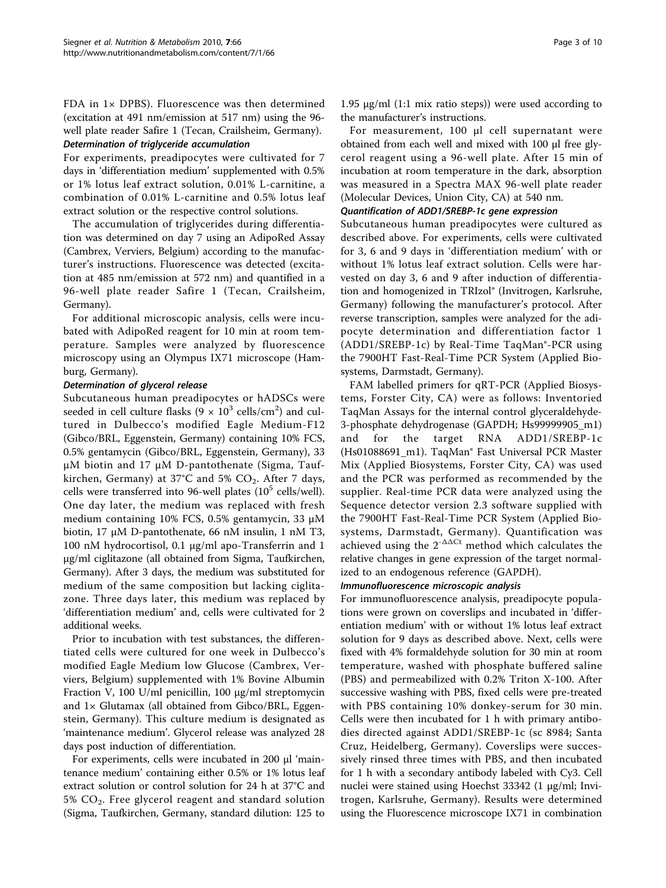FDA in 1× DPBS). Fluorescence was then determined (excitation at 491 nm/emission at 517 nm) using the 96-well plate reader Safire 1 (Tecan, Crailsheim, Germany).

#### *Determination of triglyceride accumulation*

For experiments, preadipocytes were cultivated for 7 days in 'differentiation medium' supplemented with 0.5% or 1% lotus leaf extract solution, 0.01% L-carnitine, a combination of 0.01% L-carnitine and 0.5% lotus leaf extract solution or the respective control solutions.

The accumulation of triglycerides during differentiation was determined on day 7 using an AdipoRed Assay (Cambrex, Verviers, Belgium) according to the manufacturer's instructions. Fluorescence was detected (excitation at 485 nm/emission at 572 nm) and quantified in a 96-well plate reader Safire 1 (Tecan, Crailsheim, Germany).

For additional microscopic analysis, cells were incubated with AdipoRed reagent for 10 min at room temperature. Samples were analyzed by fluorescence microscopy using an Olympus IX71 microscope (Hamburg, Germany).

#### *Determination of glycerol release*

Subcutaneous human preadipocytes or hADSCs were seeded in cell culture flasks ($9 \times 10^3$ cells/cm$^2$) and cultured in Dulbecco's modified Eagle Medium-F12 (Gibco/BRL, Eggenstein, Germany) containing 10% FCS, 0.5% gentamycin (Gibco/BRL, Eggenstein, Germany), 33 μM biotin and 17 μM D-pantothenate (Sigma, Taufkirchen, Germany) at 37°C and 5% $CO_2$. After 7 days, cells were transferred into 96-well plates ($10^5$ cells/well). One day later, the medium was replaced with fresh medium containing 10% FCS, 0.5% gentamycin, 33 μM biotin, 17 μM D-pantothenate, 66 nM insulin, 1 nM T3, 100 nM hydrocortisol, 0.1 μg/ml apo-Transferrin and 1 μg/ml ciglitazone (all obtained from Sigma, Taufkirchen, Germany). After 3 days, the medium was substituted for medium of the same composition but lacking ciglitazone. Three days later, this medium was replaced by 'differentiation medium' and, cells were cultivated for 2 additional weeks.

Prior to incubation with test substances, the differentiated cells were cultured for one week in Dulbecco's modified Eagle Medium low Glucose (Cambrex, Verviers, Belgium) supplemented with 1% Bovine Albumin Fraction V, 100 U/ml penicillin, 100 μg/ml streptomycin and 1× Glutamax (all obtained from Gibco/BRL, Eggenstein, Germany). This culture medium is designated as 'maintenance medium'. Glycerol release was analyzed 28 days post induction of differentiation.

For experiments, cells were incubated in 200 μl 'maintenance medium' containing either 0.5% or 1% lotus leaf extract solution or control solution for 24 h at 37°C and 5% $CO_2$. Free glycerol reagent and standard solution (Sigma, Taufkirchen, Germany, standard dilution: 125 to 1.95 μg/ml (1:1 mix ratio steps)) were used according to the manufacturer's instructions.

For measurement, 100 μl cell supernatant were obtained from each well and mixed with 100 μl free glycerol reagent using a 96-well plate. After 15 min of incubation at room temperature in the dark, absorption was measured in a Spectra MAX 96-well plate reader (Molecular Devices, Union City, CA) at 540 nm.

#### *Quantification of ADD1/SREBP-1c gene expression*

Subcutaneous human preadipocytes were cultured as described above. For experiments, cells were cultivated for 3, 6 and 9 days in 'differentiation medium' with or without 1% lotus leaf extract solution. Cells were harvested on day 3, 6 and 9 after induction of differentiation and homogenized in TRIzol® (Invitrogen, Karlsruhe, Germany) following the manufacturer's protocol. After reverse transcription, samples were analyzed for the adipocyte determination and differentiation factor 1 (ADD1/SREBP-1c) by Real-Time TaqMan®-PCR using the 7900HT Fast-Real-Time PCR System (Applied Biosystems, Darmstadt, Germany).

FAM labelled primers for qRT-PCR (Applied Biosystems, Forster City, CA) were as follows: Inventoried TaqMan Assays for the internal control glyceraldehyde-3-phosphate dehydrogenase (GAPDH; Hs99999905_m1) and for the target RNA ADD1/SREBP-1c (Hs01088691_m1). TaqMan® Fast Universal PCR Master Mix (Applied Biosystems, Forster City, CA) was used and the PCR was performed as recommended by the supplier. Real-time PCR data were analyzed using the Sequence detector version 2.3 software supplied with the 7900HT Fast-Real-Time PCR System (Applied Biosystems, Darmstadt, Germany). Quantification was achieved using the $2^{-\Delta\Delta Ct}$ method which calculates the relative changes in gene expression of the target normalized to an endogenous reference (GAPDH).

#### *Immunofluorescence microscopic analysis*

For immunofluorescence microscopic analysis, preadipocyte populations were grown on coverslips and incubated in 'differentiation medium' with or without 1% lotus leaf extract solution for 9 days as described above. Next, cells were fixed with 4% formaldehyde solution for 30 min at room temperature, washed with phosphate buffered saline (PBS) and permeabilized with 0.2% Triton X-100. After successive washing with PBS, fixed cells were pre-treated with PBS containing 10% donkey-serum for 30 min. Cells were then incubated for 1 h with primary antibodies directed against ADD1/SREBP-1c (sc 8984; Santa Cruz, Heidelberg, Germany). Coverslips were successively rinsed three times with PBS, and then incubated for 1 h with a secondary antibody labeled with Cy3. Cell nuclei were stained using Hoechst 33342 (1 μg/ml; Invitrogen, Karlsruhe, Germany). Results were determined using the Fluorescence microscope IX71 in combination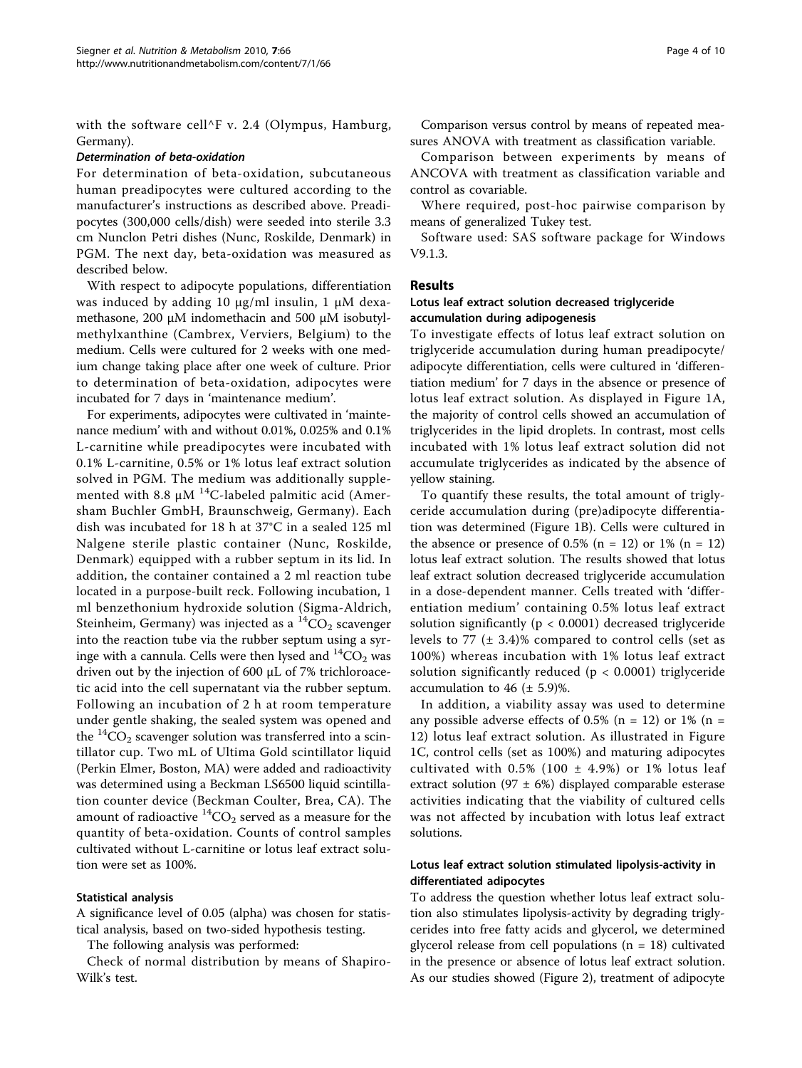with the software cell^F v. 2.4 (Olympus, Hamburg, Germany).

#### *Determination of beta-oxidation*

For determination of beta-oxidation, subcutaneous human preadipocytes were cultured according to the manufacturer's instructions as described above. Preadipocytes (300,000 cells/dish) were seeded into sterile 3.3 cm Nunclon Petri dishes (Nunc, Roskilde, Denmark) in PGM. The next day, beta-oxidation was measured as described below.

With respect to adipocyte populations, differentiation was induced by adding 10 μg/ml insulin, 1 μM dexamethasone, 200 μM indomethacin and 500 μM isobutylmethylxanthine (Cambrex, Verviers, Belgium) to the medium. Cells were cultured for 2 weeks with one medium change taking place after one week of culture. Prior to determination of beta-oxidation, adipocytes were incubated for 7 days in 'maintenance medium'.

For experiments, adipocytes were cultivated in 'maintenance medium' with and without 0.01%, 0.025% and 0.1% L-carnitine while preadipocytes were incubated with 0.1% L-carnitine, 0.5% or 1% lotus leaf extract solution solved in PGM. The medium was additionally supplemented with 8.8 μM $^{14}C$-labeled palmitic acid (Amersham Buchler GmbH, Braunschweig, Germany). Each dish was incubated for 18 h at 37°C in a sealed 125 ml Nalgene sterile plastic container (Nunc, Roskilde, Denmark) equipped with a rubber septum in its lid. In addition, the container contained a 2 ml reaction tube located in a purpose-built reck. Following incubation, 1 ml benzethonium hydroxide solution (Sigma-Aldrich, Steinheim, Germany) was injected as a $^{14}CO_2$ scavenger into the reaction tube via the rubber septum using a syringe with a cannula. Cells were then lysed and $^{14}CO_2$ was driven out by the injection of 600 μL of 7% trichloroacetic acid into the cell supernatant via the rubber septum. Following an incubation of 2 h at room temperature under gentle shaking, the sealed system was opened and the $^{14}CO_2$ scavenger solution was transferred into a scintillator cup. Two mL of Ultima Gold scintillator liquid (Perkin Elmer, Boston, MA) were added and radioactivity was determined using a Beckman LS6500 liquid scintillation counter device (Beckman Coulter, Brea, CA). The amount of radioactive $^{14}CO_2$ served as a measure for the quantity of beta-oxidation. Counts of control samples cultivated without L-carnitine or lotus leaf extract solution were set as 100%.

### Statistical analysis

A significance level of 0.05 (alpha) was chosen for statistical analysis, based on two-sided hypothesis testing.

The following analysis was performed:

Check of normal distribution by means of Shapiro-Wilk's test.

Comparison versus control by means of repeated measures ANOVA with treatment as classification variable.

Comparison between experiments by means of ANCOVA with treatment as classification variable and control as covariable.

Where required, post-hoc pairwise comparison by means of generalized Tukey test.

Software used: SAS software package for Windows V9.1.3.

## Results

### Lotus leaf extract solution decreased triglyceride accumulation during adipogenesis

To investigate effects of lotus leaf extract solution on triglyceride accumulation during human preadipocyte/adipocyte differentiation, cells were cultured in 'differentiation medium' for 7 days in the absence or presence of lotus leaf extract solution. As displayed in Figure 1A, the majority of control cells showed an accumulation of triglycerides in the lipid droplets. In contrast, most cells incubated with 1% lotus leaf extract solution did not accumulate triglycerides as indicated by the absence of yellow staining.

To quantify these results, the total amount of triglyceride accumulation during (pre)adipocyte differentiation was determined (Figure 1B). Cells were cultured in the absence or presence of 0.5% ($n = 12$) or 1% ($n = 12$) lotus leaf extract solution. The results showed that lotus leaf extract solution decreased triglyceride accumulation in a dose-dependent manner. Cells treated with 'differentiation medium' containing 0.5% lotus leaf extract solution significantly ($p < 0.0001$) decreased triglyceride levels to 77 (± 3.4)% compared to control cells (set as 100%) whereas incubation with 1% lotus leaf extract solution significantly reduced ($p < 0.0001$) triglyceride accumulation to 46 (± 5.9)%.

In addition, a viability assay was used to determine any possible adverse effects of 0.5% ($n = 12$) or 1% ($n = 12$) lotus leaf extract solution. As illustrated in Figure 1C, control cells (set as 100%) and maturing adipocytes cultivated with 0.5% (100 ± 4.9%) or 1% lotus leaf extract solution (97 ± 6%) displayed comparable esterase activities indicating that the viability of cultured cells was not affected by incubation with lotus leaf extract solutions.

### Lotus leaf extract solution stimulated lipolysis-activity in differentiated adipocytes

To address the question whether lotus leaf extract solution also stimulates lipolysis-activity by degrading triglycerides into free fatty acids and glycerol, we determined glycerol release from cell populations ($n = 18$) cultivated in the presence or absence of lotus leaf extract solution. As our studies showed (Figure 2), treatment of adipocyte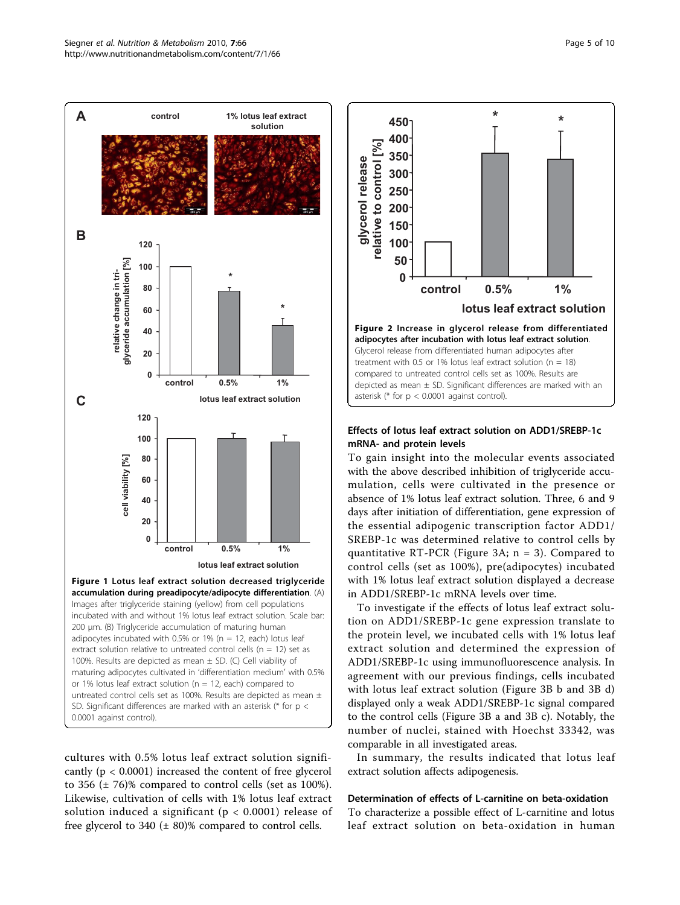**Figure 1 Lotus leaf extract solution decreased triglyceride accumulation during preadipocyte/adipocyte differentiation**. (A) Images after triglyceride staining (yellow) from cell populations incubated with and without 1% lotus leaf extract solution. Scale bar: 200 μm. (B) Triglyceride accumulation of maturing human adipocytes incubated with 0.5% or 1% (n = 12, each) lotus leaf extract solution relative to untreated control cells (n = 12) set as 100%. Results are depicted as mean ± SD. (C) Cell viability of maturing adipocytes cultivated in 'differentiation medium' with 0.5% or 1% lotus leaf extract solution (n = 12, each) compared to untreated control cells set as 100%. Results are depicted as mean ± SD. Significant differences are marked with an asterisk (* for p < 0.0001 against control).

cultures with 0.5% lotus leaf extract solution significantly ($p < 0.0001$) increased the content of free glycerol to 356 (± 76)% compared to control cells (set as 100%). Likewise, cultivation of cells with 1% lotus leaf extract solution induced a significant ($p < 0.0001$) release of free glycerol to 340 (± 80)% compared to control cells.

**Figure 2 Increase in glycerol release from differentiated adipocytes after incubation with lotus leaf extract solution**. Glycerol release from differentiated human adipocytes after treatment with 0.5 or 1% lotus leaf extract solution (n = 18) compared to untreated control cells set as 100%. Results are depicted as mean ± SD. Significant differences are marked with an asterisk (* for p < 0.0001 against control).

### Effects of lotus leaf extract solution on ADD1/SREBP-1c mRNA- and protein levels

To gain insight into the molecular events associated with the above described inhibition of triglyceride accumulation, cells were cultivated in the presence or absence of 1% lotus leaf extract solution. Three, 6 and 9 days after initiation of differentiation, gene expression of the essential adipogenic transcription factor ADD1/SREBP-1c was determined relative to control cells by quantitative RT-PCR (Figure 3A; n = 3). Compared to control cells (set as 100%), pre(adipocytes) incubated with 1% lotus leaf extract solution displayed a decrease in ADD1/SREBP-1c mRNA levels over time.

To investigate if the effects of lotus leaf extract solution on ADD1/SREBP-1c gene expression translate to the protein level, we incubated cells with 1% lotus leaf extract solution and determined the expression of ADD1/SREBP-1c using immunofluorescence analysis. In agreement with our previous findings, cells incubated with lotus leaf extract solution (Figure 3B b and 3B d) displayed only a weak ADD1/SREBP-1c signal compared to the control cells (Figure 3B a and 3B c). Notably, the number of nuclei, stained with Hoechst 33342, was comparable in all investigated areas.

In summary, the results indicated that lotus leaf extract solution affects adipogenesis.

### Determination of effects of L-carnitine on beta-oxidation

To characterize a possible effect of L-carnitine and lotus leaf extract solution on beta-oxidation in human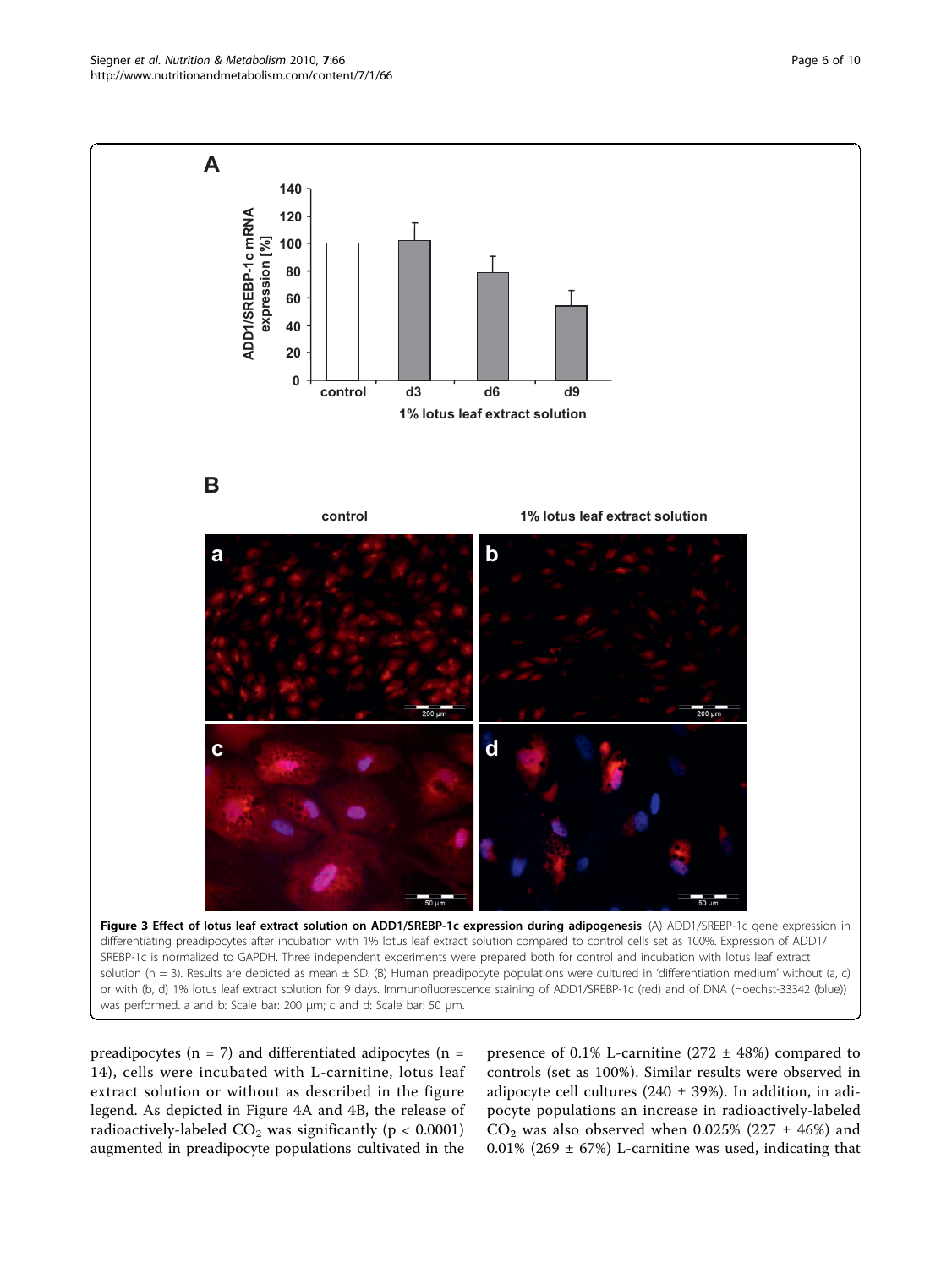**Figure 3 Effect of lotus leaf extract solution on ADD1/SREBP-1c expression during adipogenesis**. (A) ADD1/SREBP-1c gene expression in differentiating preadipocytes after incubation with 1% lotus leaf extract solution compared to control cells set as 100%. Expression of ADD1/SREBP-1c is normalized to GAPDH. Three independent experiments were prepared both for control and incubation with lotus leaf extract solution (n = 3). Results are depicted as mean ± SD. (B) Human preadipocyte populations were cultured in 'differentiation medium' without (a, c) or with (b, d) 1% lotus leaf extract solution for 9 days. Immunofluorescence staining of ADD1/SREBP-1c (red) and of DNA (Hoechst-33342 (blue)) was performed. a and b: Scale bar: 200 μm; c and d: Scale bar: 50 μm.

preadipocytes (n = 7) and differentiated adipocytes (n = 14), cells were incubated with L-carnitine, lotus leaf extract solution or without as described in the figure legend. As depicted in Figure 4A and 4B, the release of radioactively-labeled $CO_2$ was significantly ($p < 0.0001$) augmented in preadipocyte populations cultivated in the presence of 0.1% L-carnitine (272 ± 48%) compared to controls (set as 100%). Similar results were observed in adipocyte cell cultures (240 ± 39%). In addition, in adipocyte populations an increase in radioactively-labeled $CO_2$ was also observed when 0.025% (227 ± 46%) and 0.01% (269 ± 67%) L-carnitine was used, indicating that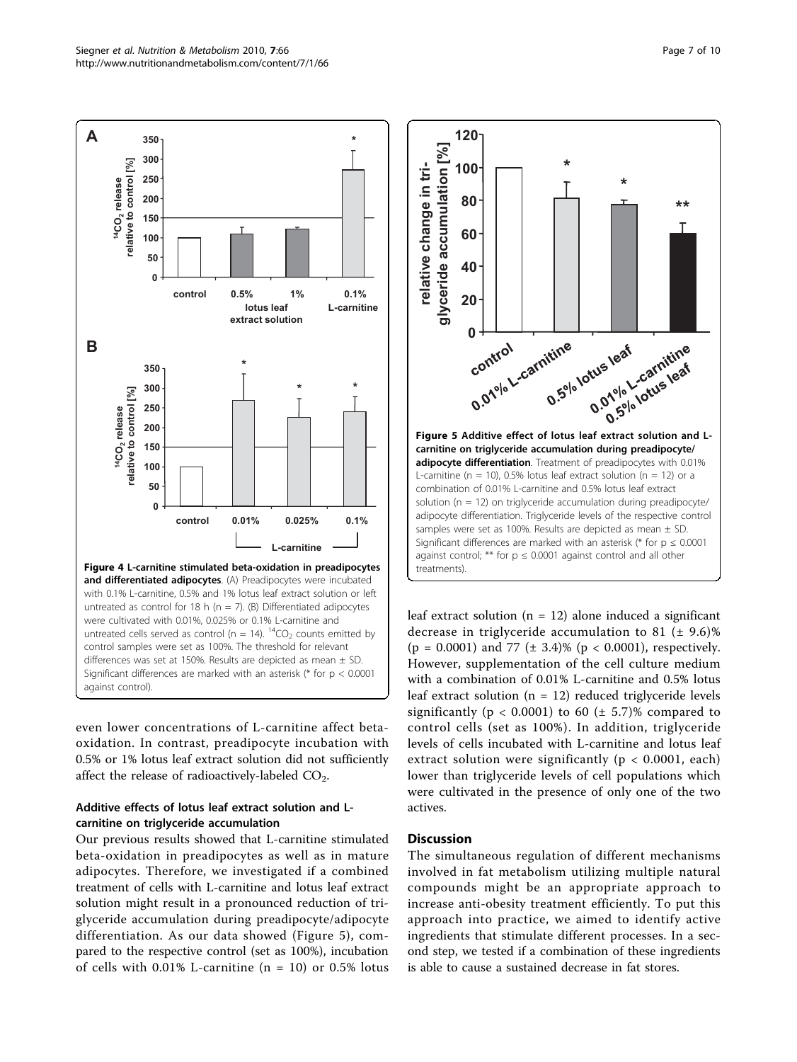**Figure 4 L-carnitine stimulated beta-oxidation in preadipocytes and differentiated adipocytes**. (A) Preadipocytes were incubated with 0.1% L-carnitine, 0.5% and 1% lotus leaf extract solution or left untreated as control for 18 h (n = 7). (B) Differentiated adipocytes were cultivated with 0.01%, 0.025% or 0.1% L-carnitine and untreated cells served as control (n = 14). $^{14}CO_2$ counts emitted by control samples were set as 100%. The threshold for relevant differences was set at 150%. Results are depicted as mean ± SD. Significant differences are marked with an asterisk (* for $p < 0.0001$ against control).

**Figure 5 Additive effect of lotus leaf extract solution and L-carnitine on triglyceride accumulation during preadipocyte/adipocyte differentiation**. Treatment of preadipocytes with 0.01% L-carnitine (n = 10), 0.5% lotus leaf extract solution (n = 12) or a combination of 0.01% L-carnitine and 0.5% lotus leaf extract solution (n = 12) on triglyceride accumulation during preadipocyte/adipocyte differentiation. Triglyceride levels of the respective control samples were set as 100%. Results are depicted as mean ± SD. Significant differences are marked with an asterisk (* for $p \leq 0.0001$ against control; ** for $p \leq 0.0001$ against control and all other treatments).

even lower concentrations of L-carnitine affect beta-oxidation. In contrast, preadipocyte incubation with 0.5% or 1% lotus leaf extract solution did not sufficiently affect the release of radioactively-labeled $CO_2$.

### Additive effects of lotus leaf extract solution and L-carnitine on triglyceride accumulation

Our previous results showed that L-carnitine stimulated beta-oxidation in preadipocytes as well as in mature adipocytes. Therefore, we investigated if a combined treatment of cells with L-carnitine and lotus leaf extract solution might result in a pronounced reduction of triglyceride accumulation during preadipocyte/adipocyte differentiation. As our data showed (Figure 5), compared to the respective control (set as 100%), incubation of cells with 0.01% L-carnitine (n = 10) or 0.5% lotus leaf extract solution (n = 12) alone induced a significant decrease in triglyceride accumulation to 81 (± 9.6)% ($p = 0.0001$) and 77 (± 3.4)% ($p < 0.0001$), respectively. However, supplementation of the cell culture medium with a combination of 0.01% L-carnitine and 0.5% lotus leaf extract solution (n = 12) reduced triglyceride levels significantly ($p < 0.0001$) to 60 (± 5.7)% compared to control cells (set as 100%). In addition, triglyceride levels of cells incubated with L-carnitine and lotus leaf extract solution were significantly ($p < 0.0001$, each) lower than triglyceride levels of cell populations which were cultivated in the presence of only one of the two actives.

## Discussion

The simultaneous regulation of different mechanisms involved in fat metabolism utilizing multiple natural compounds might be an appropriate approach to increase anti-obesity treatment efficiently. To put this approach into practice, we aimed to identify active ingredients that stimulate different processes. In a second step, we tested if a combination of these ingredients is able to cause a sustained decrease in fat stores.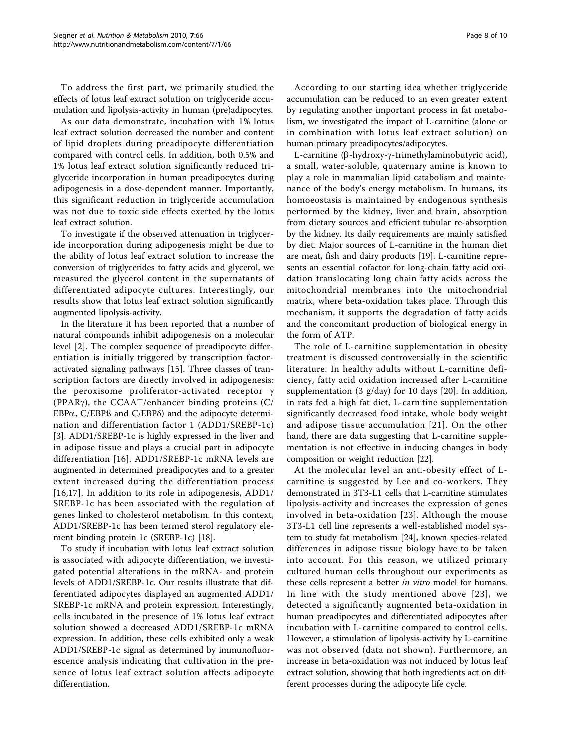To address the first part, we primarily studied the effects of lotus leaf extract solution on triglyceride accumulation and lipolysis-activity in human (pre)adipocytes.

As our data demonstrate, incubation with 1% lotus leaf extract solution decreased the number and content of lipid droplets during preadipocyte differentiation compared with control cells. In addition, both 0.5% and 1% lotus leaf extract solution significantly reduced triglyceride incorporation in human preadipocytes during adipogenesis in a dose-dependent manner. Importantly, this significant reduction in triglyceride accumulation was not due to toxic side effects exerted by the lotus leaf extract solution.

To investigate if the observed attenuation in triglyceride incorporation during adipogenesis might be due to the ability of lotus leaf extract solution to increase the conversion of triglycerides to fatty acids and glycerol, we measured the glycerol content in the supernatants of differentiated adipocyte cultures. Interestingly, our results show that lotus leaf extract solution significantly augmented lipolysis-activity.

In the literature it has been reported that a number of natural compounds inhibit adipogenesis on a molecular level [2]. The complex sequence of preadipocyte differentiation is initially triggered by transcription factor-activated signaling pathways [15]. Three classes of transcription factors are directly involved in adipogenesis: the peroxisome proliferator-activated receptor γ (PPARγ), the CCAAT/enhancer binding proteins (C/EBPα, C/EBPß and C/EBPδ) and the adipocyte determination and differentiation factor 1 (ADD1/SREBP-1c) [3]. ADD1/SREBP-1c is highly expressed in the liver and in adipose tissue and plays a crucial part in adipocyte differentiation [16]. ADD1/SREBP-1c mRNA levels are augmented in determined preadipocytes and to a greater extent increased during the differentiation process [16,17]. In addition to its role in adipogenesis, ADD1/SREBP-1c has been associated with the regulation of genes linked to cholesterol metabolism. In this context, ADD1/SREBP-1c has been termed sterol regulatory element binding protein 1c (SREBP-1c) [18].

To study if incubation with lotus leaf extract solution is associated with adipocyte differentiation, we investigated potential alterations in the mRNA- and protein levels of ADD1/SREBP-1c. Our results illustrate that differentiated adipocytes displayed an augmented ADD1/SREBP-1c mRNA and protein expression. Interestingly, cells incubated in the presence of 1% lotus leaf extract solution showed a decreased ADD1/SREBP-1c mRNA expression. In addition, these cells exhibited only a weak ADD1/SREBP-1c signal as determined by immunofluorescence analysis indicating that cultivation in the presence of lotus leaf extract solution affects adipocyte differentiation.

According to our starting idea whether triglyceride accumulation can be reduced to an even greater extent by regulating another important process in fat metabolism, we investigated the impact of L-carnitine (alone or in combination with lotus leaf extract solution) on human primary preadipocytes/adipocytes.

L-carnitine (β-hydroxy-γ-trimethylaminobutyric acid), a small, water-soluble, quaternary amine is known to play a role in mammalian lipid catabolism and maintenance of the body's energy metabolism. In humans, its homoeostasis is maintained by endogenous synthesis performed by the kidney, liver and brain, absorption from dietary sources and efficient tubular re-absorption by the kidney. Its daily requirements are mainly satisfied by diet. Major sources of L-carnitine in the human diet are meat, fish and dairy products [19]. L-carnitine represents an essential cofactor for long-chain fatty acid oxidation translocating long chain fatty acids across the mitochondrial membranes into the mitochondrial matrix, where beta-oxidation takes place. Through this mechanism, it supports the degradation of fatty acids and the concomitant production of biological energy in the form of ATP.

The role of L-carnitine supplementation in obesity treatment is discussed controversially in the scientific literature. In healthy adults without L-carnitine deficiency, fatty acid oxidation increased after L-carnitine supplementation (3 g/day) for 10 days [20]. In addition, in rats fed a high fat diet, L-carnitine supplementation significantly decreased food intake, whole body weight and adipose tissue accumulation [21]. On the other hand, there are data suggesting that L-carnitine supplementation is not effective in inducing changes in body composition or weight reduction [22].

At the molecular level an anti-obesity effect of L-carnitine is suggested by Lee and co-workers. They demonstrated in 3T3-L1 cells that L-carnitine stimulates lipolysis-activity and increases the expression of genes involved in beta-oxidation [23]. Although the mouse 3T3-L1 cell line represents a well-established model system to study fat metabolism [24], known species-related differences in adipose tissue biology have to be taken into account. For this reason, we utilized primary cultured human cells throughout our experiments as these cells represent a better *in vitro* model for humans. In line with the study mentioned above [23], we detected a significantly augmented beta-oxidation in human preadipocytes and differentiated adipocytes after incubation with L-carnitine compared to control cells. However, a stimulation of lipolysis-activity by L-carnitine was not observed (data not shown). Furthermore, an increase in beta-oxidation was not induced by lotus leaf extract solution, showing that both ingredients act on different processes during the adipocyte life cycle.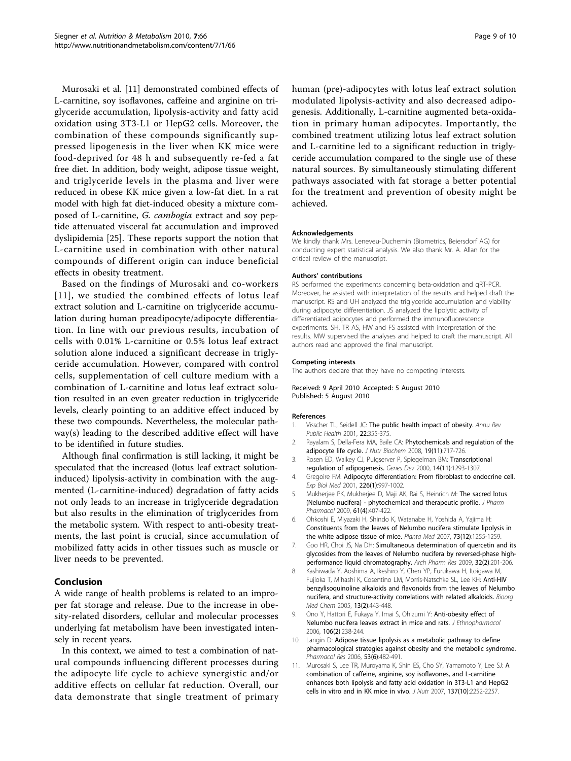Murosaki et al. [11] demonstrated combined effects of L-carnitine, soy isoflavones, caffeine and arginine on triglyceride accumulation, lipolysis-activity and fatty acid oxidation using 3T3-L1 or HepG2 cells. Moreover, the combination of these compounds significantly suppressed lipogenesis in the liver when KK mice were food-deprived for 48 h and subsequently re-fed a fat free diet. In addition, body weight, adipose tissue weight, and triglyceride levels in the plasma and liver were reduced in obese KK mice given a low-fat diet. In a rat model with high fat diet-induced obesity a mixture composed of L-carnitine, *G. cambogia* extract and soy peptide attenuated visceral fat accumulation and improved dyslipidemia [25]. These reports support the notion that L-carnitine used in combination with other natural compounds of different origin can induce beneficial effects in obesity treatment.

Based on the findings of Murosaki and co-workers [11], we studied the combined effects of lotus leaf extract solution and L-carnitine on triglyceride accumulation during human preadipocyte/adipocyte differentiation. In line with our previous results, incubation of cells with 0.01% L-carnitine or 0.5% lotus leaf extract solution alone induced a significant decrease in triglyceride accumulation. However, compared with control cells, supplementation of cell culture medium with a combination of L-carnitine and lotus leaf extract solution resulted in an even greater reduction in triglyceride levels, clearly pointing to an additive effect induced by these two compounds. Nevertheless, the molecular pathway(s) leading to the described additive effect will have to be identified in future studies.

Although final confirmation is still lacking, it might be speculated that the increased (lotus leaf extract solution-induced) lipolysis-activity in combination with the augmented (L-carnitine-induced) degradation of fatty acids not only leads to an increase in triglyceride degradation but also results in the elimination of triglycerides from the metabolic system. With respect to anti-obesity treatments, the last point is crucial, since accumulation of mobilized fatty acids in other tissues such as muscle or liver needs to be prevented.

## Conclusion

A wide range of health problems is related to an improper fat storage and release. Due to the increase in obesity-related disorders, cellular and molecular processes underlying fat metabolism have been investigated intensely in recent years.

In this context, we aimed to test a combination of natural compounds influencing different processes during the adipocyte life cycle to achieve synergistic and/or additive effects on cellular fat reduction. Overall, our data demonstrate that single treatment of primary human (pre)-adipocytes with lotus leaf extract solution modulated lipolysis-activity and also decreased adipogenesis. Additionally, L-carnitine augmented beta-oxidation in primary human adipocytes. Importantly, the combined treatment utilizing lotus leaf extract solution and L-carnitine led to a significant reduction in triglyceride accumulation compared to the single use of these natural sources. By simultaneously stimulating different pathways associated with fat storage a better potential for the treatment and prevention of obesity might be achieved.

#### Acknowledgements

We kindly thank Mrs. Leneveu-Duchemin (Biometrics, Beiersdorf AG) for conducting expert statistical analysis. We also thank Mr. A. Allan for the critical review of the manuscript.

#### Authors' contributions

RS performed the experiments concerning beta-oxidation and qRT-PCR. Moreover, he assisted with interpretation of the results and helped draft the manuscript. RS and UH analyzed the triglyceride accumulation and viability during adipocyte differentiation. JS analyzed the lipolytic activity of differentiated adipocytes and performed the immunofluorescence experiments. SH, TR AS, HW and FS assisted with interpretation of the results. MW supervised the analyses and helped to draft the manuscript. All authors read and approved the final manuscript.

#### Competing interests

The authors declare that they have no competing interests.

Received: 9 April 2010 Accepted: 5 August 2010
Published: 5 August 2010

#### References

1. Visscher TL, Seidell JC: The public health impact of obesity. *Annu Rev Public Health* 2001, 22:355-375.
2. Rayalam S, Della-Fera MA, Baile CA: Phytochemicals and regulation of the adipocyte life cycle. *J Nutr Biochem* 2008, 19(11):717-726.
3. Rosen ED, Walkey CJ, Puigserver P, Spiegelman BM: Transcriptional regulation of adipogenesis. *Genes Dev* 2000, 14(11):1293-1307.
4. Gregoire FM: Adipocyte differentiation: From fibroblast to endocrine cell. *Exp Biol Med* 2001, 226(1):997-1002.
5. Mukherjee PK, Mukherjee D, Maji AK, Rai S, Heinrich M: The sacred lotus (Nelumbo nucifera) - phytochemical and therapeutic profile. *J Pharm Pharmacol* 2009, 61(4):407-422.
6. Ohkoshi E, Miyazaki H, Shindo K, Watanabe H, Yoshida A, Yajima H: Constituents from the leaves of Nelumbo nucifera stimulate lipolysis in the white adipose tissue of mice. *Planta Med* 2007, 73(12):1255-1259.
7. Goo HR, Choi JS, Na DH: Simultaneous determination of quercetin and its glycosides from the leaves of Nelumbo nucifera by reversed-phase high-performance liquid chromatography. *Arch Pharm Res* 2009, 32(2):201-206.
8. Kashiwada Y, Aoshima A, Ikeshiro Y, Chen YP, Furukawa H, Itoigawa M, Fujioka T, Mihashi K, Cosentino LM, Morris-Natschke SL, Lee KH: Anti-HIV benzylisoquinoline alkaloids and flavonoids from the leaves of Nelumbo nucifera, and structure-activity correlations with related alkaloids. *Bioorg Med Chem* 2005, 13(2):443-448.
9. Ono Y, Hattori E, Fukaya Y, Imai S, Ohizumi Y: Anti-obesity effect of Nelumbo nucifera leaves extract in mice and rats. *J Ethnopharmacol* 2006, 106(2):238-244.
10. Langin D: Adipose tissue lipolysis as a metabolic pathway to define pharmacological strategies against obesity and the metabolic syndrome. *Pharmacol Res* 2006, 53(6):482-491.
11. Murosaki S, Lee TR, Muroyama K, Shin ES, Cho SY, Yamamoto Y, Lee SJ: A combination of caffeine, arginine, soy isoflavones, and L-carnitine enhances both lipolysis and fatty acid oxidation in 3T3-L1 and HepG2 cells in vitro and in KK mice in vivo. *J Nutr* 2007, 137(10):2252-2257.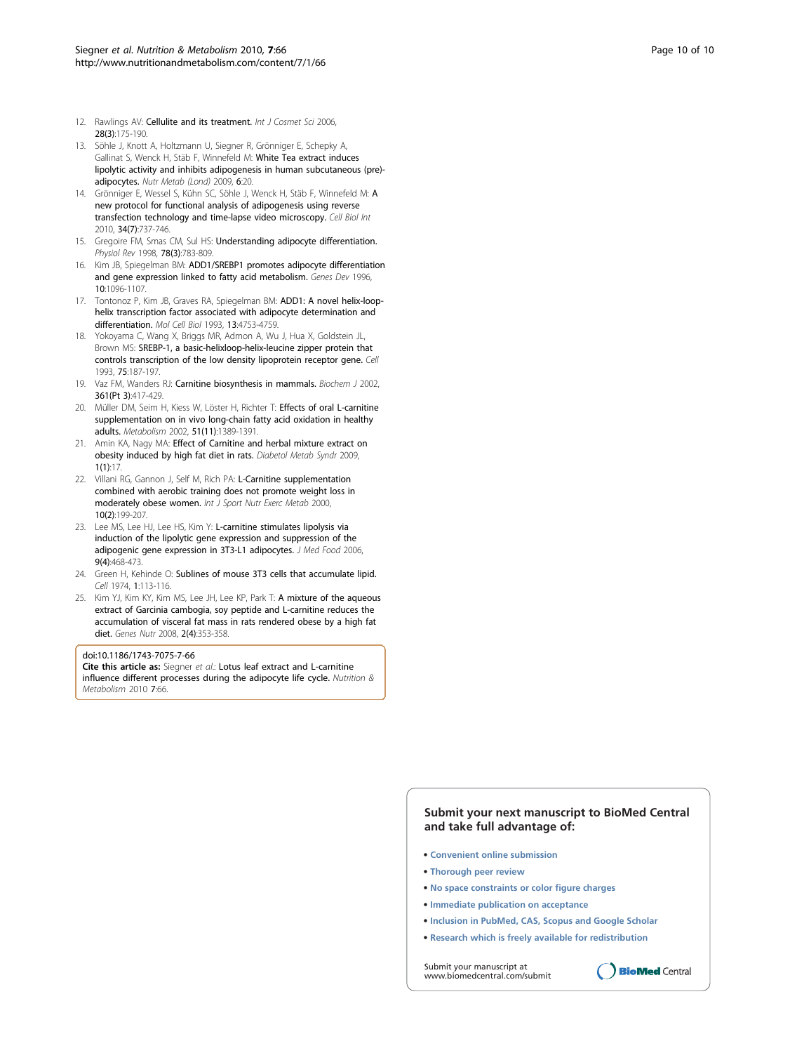12. Rawlings AV: **Cellulite and its treatment.** *Int J Cosmet Sci* 2006, **28(3)**:175-190.
13. Söhle J, Knott A, Holtzmann U, Siegner R, Grönniger E, Schepky A, Gallinat S, Wenck H, Stäb F, Winnefeld M: **White Tea extract induces lipolytic activity and inhibits adipogenesis in human subcutaneous (pre)-adipocytes.** *Nutr Metab (Lond)* 2009, **6**:20.
14. Grönniger E, Wessel S, Kühn SC, Söhle J, Wenck H, Stäb F, Winnefeld M: **A new protocol for functional analysis of adipogenesis using reverse transfection technology and time-lapse video microscopy.** *Cell Biol Int* 2010, **34(7)**:737-746.
15. Gregoire FM, Smas CM, Sul HS: **Understanding adipocyte differentiation.** *Physiol Rev* 1998, **78(3)**:783-809.
16. Kim JB, Spiegelman BM: **ADD1/SREBP1 promotes adipocyte differentiation and gene expression linked to fatty acid metabolism.** *Genes Dev* 1996, **10**:1096-1107.
17. Tontonoz P, Kim JB, Graves RA, Spiegelman BM: **ADD1: A novel helix-loop-helix transcription factor associated with adipocyte determination and differentiation.** *Mol Cell Biol* 1993, **13**:4753-4759.
18. Yokoyama C, Wang X, Briggs MR, Admon A, Wu J, Hua X, Goldstein JL, Brown MS: **SREBP-1, a basic-helixloop-helix-leucine zipper protein that controls transcription of the low density lipoprotein receptor gene.** *Cell* 1993, **75**:187-197.
19. Vaz FM, Wanders RJ: **Carnitine biosynthesis in mammals.** *Biochem J* 2002, **361(Pt 3)**:417-429.
20. Müller DM, Seim H, Kiess W, Löster H, Richter T: **Effects of oral L-carnitine supplementation on in vivo long-chain fatty acid oxidation in healthy adults.** *Metabolism* 2002, **51(11)**:1389-1391.
21. Amin KA, Nagy MA: **Effect of Carnitine and herbal mixture extract on obesity induced by high fat diet in rats.** *Diabetol Metab Syndr* 2009, **1(1)**:17.
22. Villani RG, Gannon J, Self M, Rich PA: **L-Carnitine supplementation combined with aerobic training does not promote weight loss in moderately obese women.** *Int J Sport Nutr Exerc Metab* 2000, **10(2)**:199-207.
23. Lee MS, Lee HJ, Lee HS, Kim Y: **L-carnitine stimulates lipolysis via induction of the lipolytic gene expression and suppression of the adipogenic gene expression in 3T3-L1 adipocytes.** *J Med Food* 2006, **9(4)**:468-473.
24. Green H, Kehinde O: **Sublines of mouse 3T3 cells that accumulate lipid.** *Cell* 1974, **1**:113-116.
25. Kim YJ, Kim KY, Kim MS, Lee JH, Lee KP, Park T: **A mixture of the aqueous extract of Garcinia cambogia, soy peptide and L-carnitine reduces the accumulation of visceral fat mass in rats rendered obese by a high fat diet.** *Genes Nutr* 2008, **2(4)**:353-358.

doi:10.1186/1743-7075-7-66
**Cite this article as:** Siegner *et al.*: Lotus leaf extract and L-carnitine influence different processes during the adipocyte life cycle. *Nutrition & Metabolism* 2010 **7**:66.